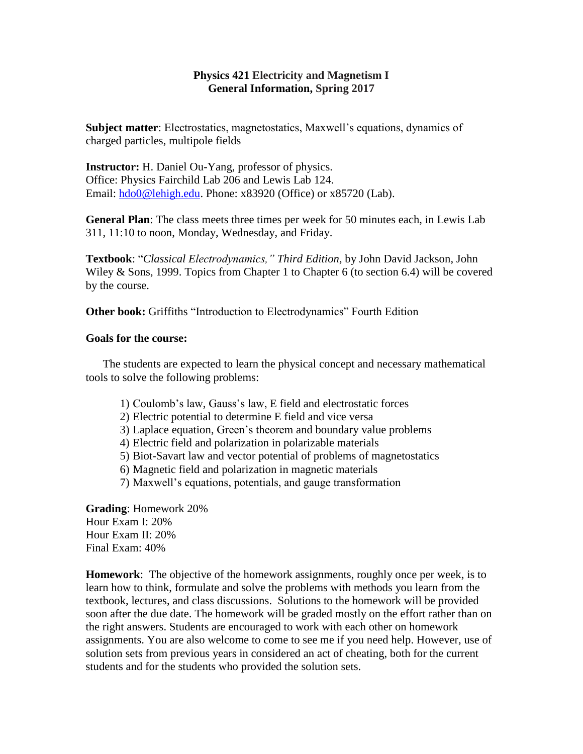# **Physics 421 Electricity and Magnetism I**
## **General Information, Spring 2017**

**Subject matter**: Electrostatics, magnetostatics, Maxwell's equations, dynamics of charged particles, multipole fields

**Instructor:** H. Daniel Ou-Yang, professor of physics.
Office: Physics Fairchild Lab 206 and Lewis Lab 124.
Email: hdo0@lehigh.edu. Phone: x83920 (Office) or x85720 (Lab).

**General Plan**: The class meets three times per week for 50 minutes each, in Lewis Lab 311, 11:10 to noon, Monday, Wednesday, and Friday.

**Textbook**: "*Classical Electrodynamics," Third Edition*, by John David Jackson, John Wiley & Sons, 1999. Topics from Chapter 1 to Chapter 6 (to section 6.4) will be covered by the course.

**Other book:** Griffiths "Introduction to Electrodynamics" Fourth Edition

**Goals for the course:**

The students are expected to learn the physical concept and necessary mathematical tools to solve the following problems:

1) Coulomb's law, Gauss's law, E field and electrostatic forces
2) Electric potential to determine E field and vice versa
3) Laplace equation, Green's theorem and boundary value problems
4) Electric field and polarization in polarizable materials
5) Biot-Savart law and vector potential of problems of magnetostatics
6) Magnetic field and polarization in magnetic materials
7) Maxwell's equations, potentials, and gauge transformation

**Grading**: Homework 20%
Hour Exam I: 20%
Hour Exam II: 20%
Final Exam: 40%

**Homework**: The objective of the homework assignments, roughly once per week, is to learn how to think, formulate and solve the problems with methods you learn from the textbook, lectures, and class discussions. Solutions to the homework will be provided soon after the due date. The homework will be graded mostly on the effort rather than on the right answers. Students are encouraged to work with each other on homework assignments. You are also welcome to come to see me if you need help. However, use of solution sets from previous years in considered an act of cheating, both for the current students and for the students who provided the solution sets.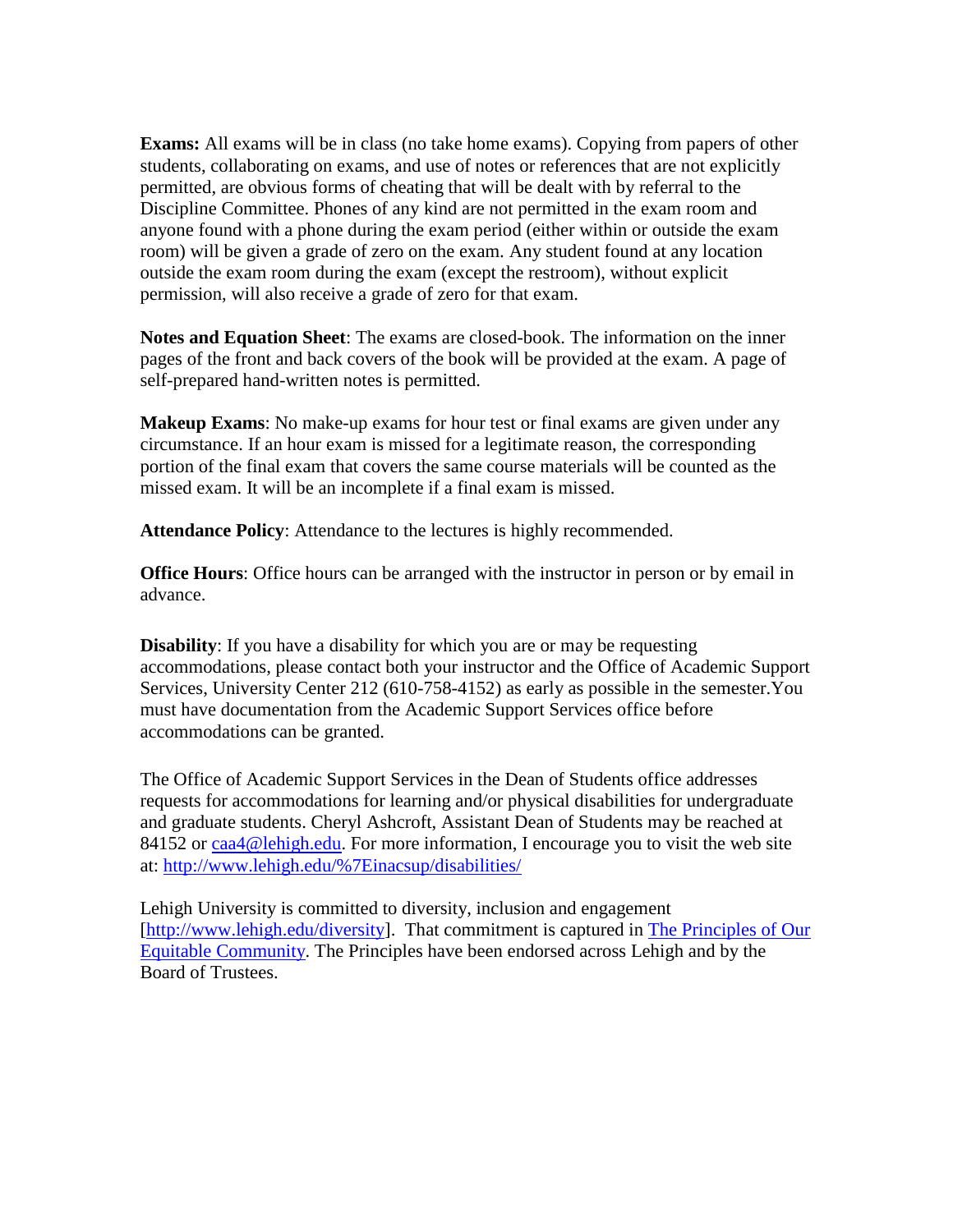**Exams:** All exams will be in class (no take home exams). Copying from papers of other students, collaborating on exams, and use of notes or references that are not explicitly permitted, are obvious forms of cheating that will be dealt with by referral to the Discipline Committee. Phones of any kind are not permitted in the exam room and anyone found with a phone during the exam period (either within or outside the exam room) will be given a grade of zero on the exam. Any student found at any location outside the exam room during the exam (except the restroom), without explicit permission, will also receive a grade of zero for that exam.

**Notes and Equation Sheet**: The exams are closed-book. The information on the inner pages of the front and back covers of the book will be provided at the exam. A page of self-prepared hand-written notes is permitted.

**Makeup Exams**: No make-up exams for hour test or final exams are given under any circumstance. If an hour exam is missed for a legitimate reason, the corresponding portion of the final exam that covers the same course materials will be counted as the missed exam. It will be an incomplete if a final exam is missed.

**Attendance Policy**: Attendance to the lectures is highly recommended.

**Office Hours**: Office hours can be arranged with the instructor in person or by email in advance.

**Disability**: If you have a disability for which you are or may be requesting accommodations, please contact both your instructor and the Office of Academic Support Services, University Center 212 (610-758-4152) as early as possible in the semester.You must have documentation from the Academic Support Services office before accommodations can be granted.

The Office of Academic Support Services in the Dean of Students office addresses requests for accommodations for learning and/or physical disabilities for undergraduate and graduate students. Cheryl Ashcroft, Assistant Dean of Students may be reached at 84152 or caa4@lehigh.edu. For more information, I encourage you to visit the web site at: http://www.lehigh.edu/%7Einacsup/disabilities/

Lehigh University is committed to diversity, inclusion and engagement [http://www.lehigh.edu/diversity]. That commitment is captured in The Principles of Our Equitable Community. The Principles have been endorsed across Lehigh and by the Board of Trustees.